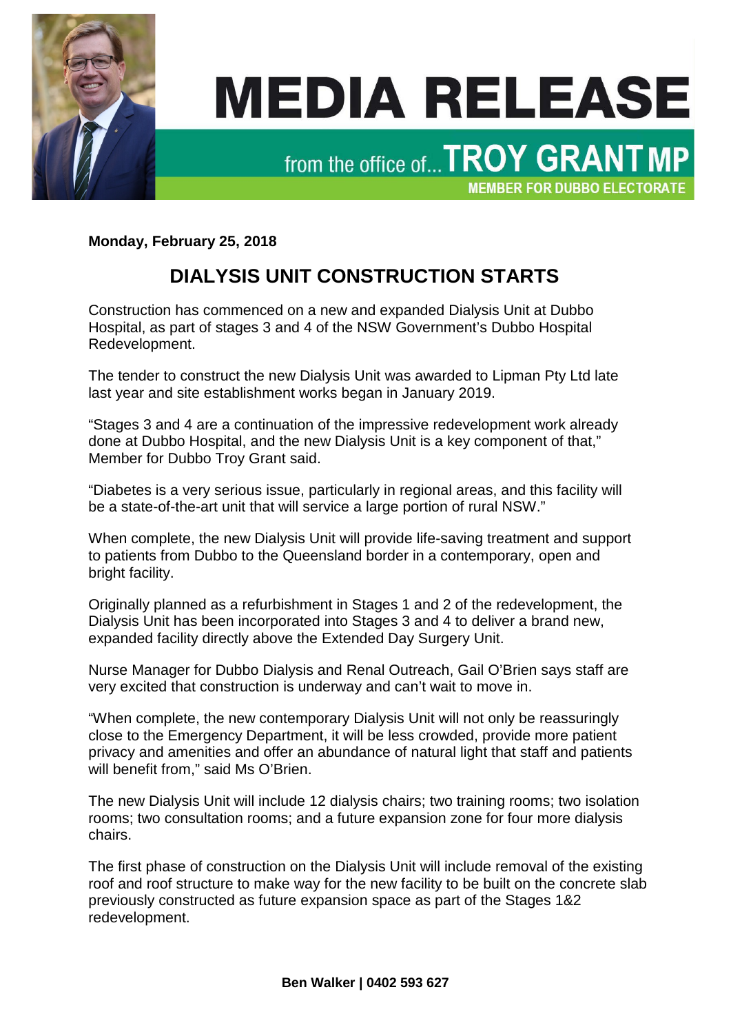# MEDIA RELEASE

from the office of... **TROY GRANT MP**

**MEMBER FOR DUBBO ELECTORATE**

**Monday, February 25, 2018**

## DIALYSIS UNIT CONSTRUCTION STARTS

Construction has commenced on a new and expanded Dialysis Unit at Dubbo Hospital, as part of stages 3 and 4 of the NSW Government's Dubbo Hospital Redevelopment.

The tender to construct the new Dialysis Unit was awarded to Lipman Pty Ltd late last year and site establishment works began in January 2019.

"Stages 3 and 4 are a continuation of the impressive redevelopment work already done at Dubbo Hospital, and the new Dialysis Unit is a key component of that," Member for Dubbo Troy Grant said.

"Diabetes is a very serious issue, particularly in regional areas, and this facility will be a state-of-the-art unit that will service a large portion of rural NSW."

When complete, the new Dialysis Unit will provide life-saving treatment and support to patients from Dubbo to the Queensland border in a contemporary, open and bright facility.

Originally planned as a refurbishment in Stages 1 and 2 of the redevelopment, the Dialysis Unit has been incorporated into Stages 3 and 4 to deliver a brand new, expanded facility directly above the Extended Day Surgery Unit.

Nurse Manager for Dubbo Dialysis and Renal Outreach, Gail O'Brien says staff are very excited that construction is underway and can't wait to move in.

"When complete, the new contemporary Dialysis Unit will not only be reassuringly close to the Emergency Department, it will be less crowded, provide more patient privacy and amenities and offer an abundance of natural light that staff and patients will benefit from," said Ms O'Brien.

The new Dialysis Unit will include 12 dialysis chairs; two training rooms; two isolation rooms; two consultation rooms; and a future expansion zone for four more dialysis chairs.

The first phase of construction on the Dialysis Unit will include removal of the existing roof and roof structure to make way for the new facility to be built on the concrete slab previously constructed as future expansion space as part of the Stages 1&2 redevelopment.

**Ben Walker | 0402 593 627**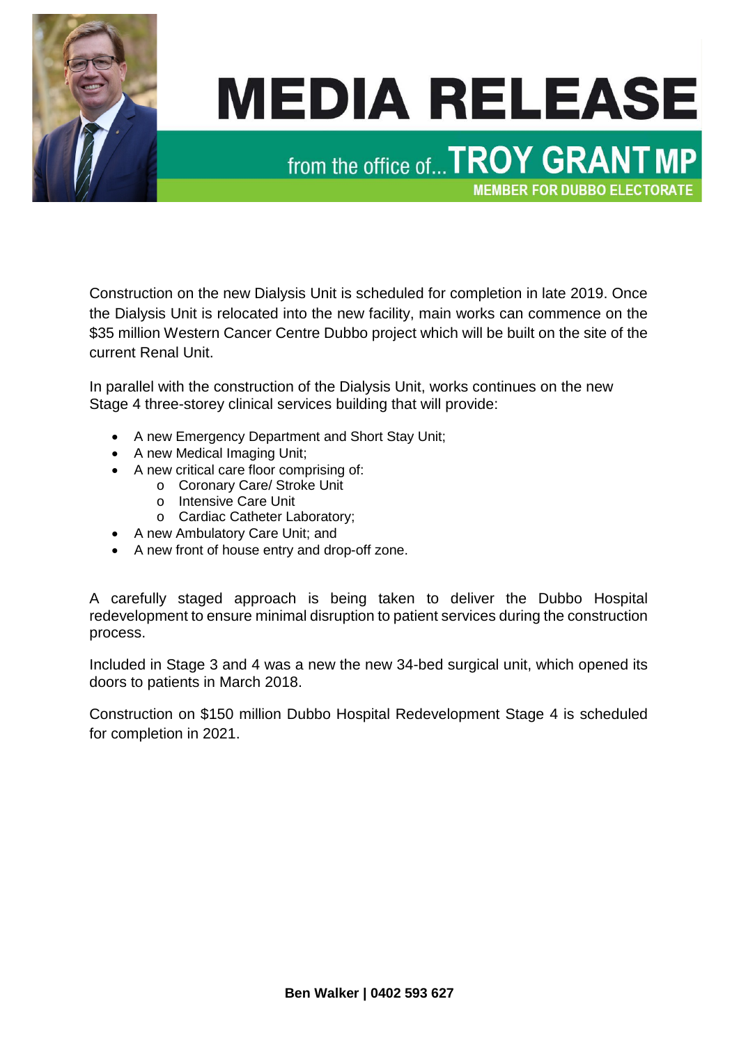# MEDIA RELEASE

from the office of... **TROY GRANT MP**

**MEMBER FOR DUBBO ELECTORATE**

Construction on the new Dialysis Unit is scheduled for completion in late 2019. Once the Dialysis Unit is relocated into the new facility, main works can commence on the $35 million Western Cancer Centre Dubbo project which will be built on the site of the current Renal Unit.

In parallel with the construction of the Dialysis Unit, works continues on the new Stage 4 three-storey clinical services building that will provide:

- A new Emergency Department and Short Stay Unit;
- A new Medical Imaging Unit;
- A new critical care floor comprising of:
  - Coronary Care/ Stroke Unit
  - Intensive Care Unit
  - Cardiac Catheter Laboratory;
- A new Ambulatory Care Unit; and
- A new front of house entry and drop-off zone.

A carefully staged approach is being taken to deliver the Dubbo Hospital redevelopment to ensure minimal disruption to patient services during the construction process.

Included in Stage 3 and 4 was a new the new 34-bed surgical unit, which opened its doors to patients in March 2018.

Construction on $150 million Dubbo Hospital Redevelopment Stage 4 is scheduled for completion in 2021.

**Ben Walker | 0402 593 627**